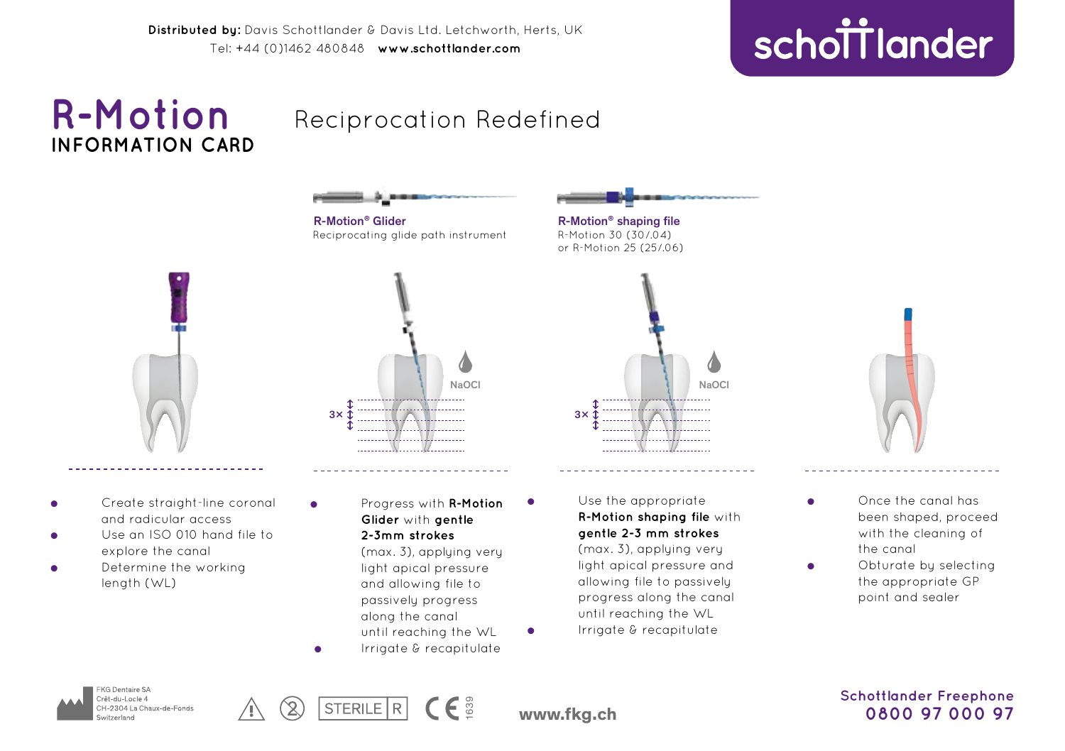**Distributed by:** Davis Schottlander & Davis Ltd. Letchworth, Herts, UK
Tel: +44 (0)1462 480848 **www.schottlander.com**

schottlander

# R-Motion
## INFORMATION CARD

Reciprocation Redefined

**R-Motion® Glider**
Reciprocating glide path instrument

**R-Motion® shaping file**
R-Motion 30 (30/.04)
or R-Motion 25 (25/.06)

NaOCl

3×

NaOCl

3×

- Create straight-line coronal and radicular access
- Use an ISO 010 hand file to explore the canal
- Determine the working length (WL)

- Progress with **R-Motion Glider** with **gentle 2-3mm strokes** (max. 3), applying very light apical pressure and allowing file to passively progress along the canal until reaching the WL
- Irrigate & recapitulate

- Use the appropriate **R-Motion shaping file** with **gentle 2-3 mm strokes** (max. 3), applying very light apical pressure and allowing file to passively progress along the canal until reaching the WL
- Irrigate & recapitulate

- Once the canal has been shaped, proceed with the cleaning of the canal
- Obturate by selecting the appropriate GP point and sealer

FKG Dentaire SA
Crêt-du-Locle 4
CH-2304 La Chaux-de-Fonds
Switzerland

STERILE R

CE 1639

**www.fkg.ch**

Schottlander Freephone
**0800 97 000 97**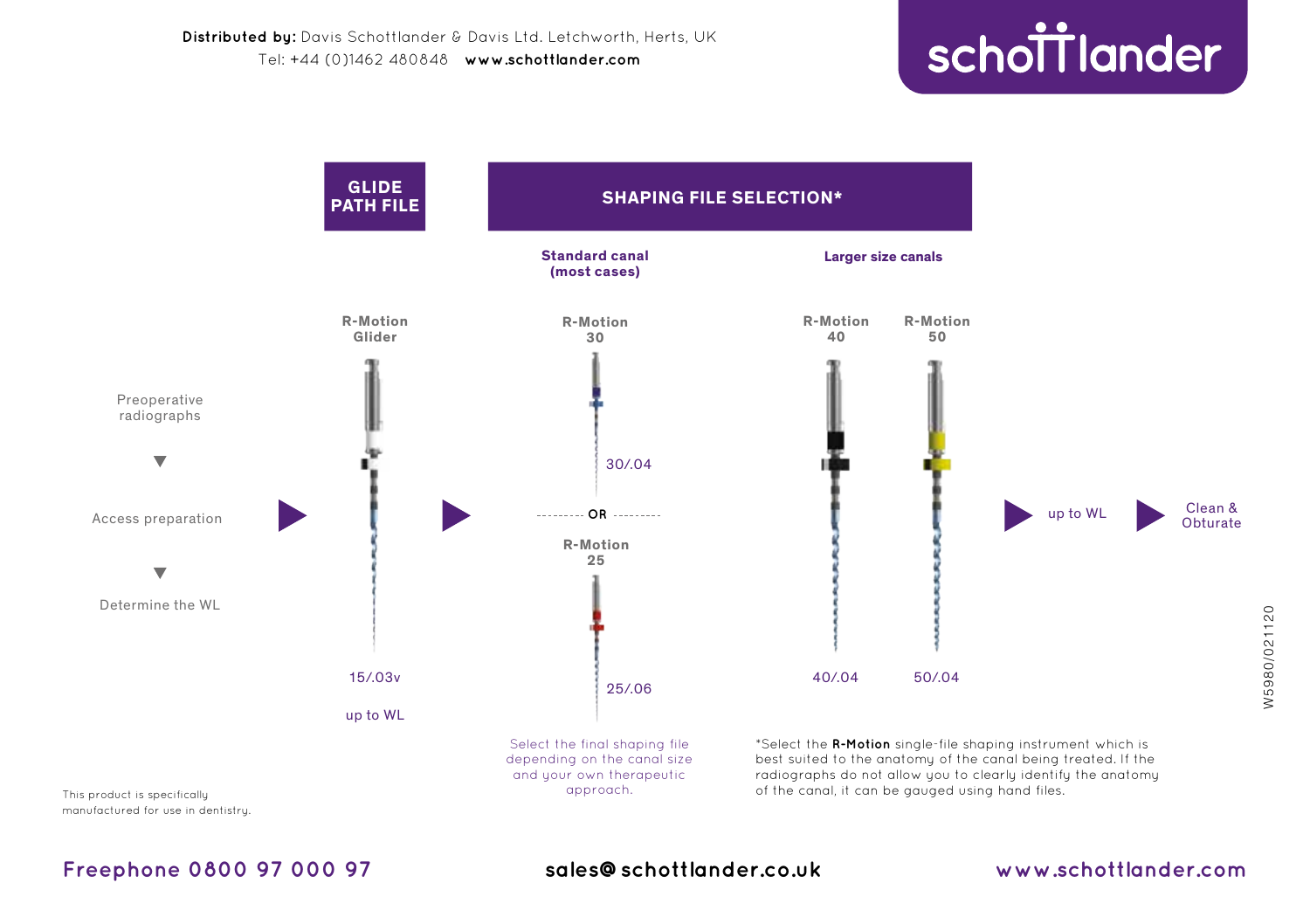**Distributed by:** Davis Schottlander & Davis Ltd. Letchworth, Herts, UK
Tel: +44 (0)1462 480848 **www.schottlander.com**

schottlander

Preoperative radiographs

▼

Access preparation

▼

Determine the WL

## GLIDE PATH FILE

R-Motion Glider

15/.03v

up to WL

## SHAPING FILE SELECTION*

**Standard canal (most cases)**

R-Motion 30

30/.04

OR

R-Motion 25

25/.06

Select the final shaping file depending on the canal size and your own therapeutic approach.

**Larger size canals**

R-Motion 40

40/.04

R-Motion 50

50/.04

*Select the **R-Motion** single-file shaping instrument which is best suited to the anatomy of the canal being treated. If the radiographs do not allow you to clearly identify the anatomy of the canal, it can be gauged using hand files.

up to WL

Clean & Obturate

W5980/021120

This product is specifically manufactured for use in dentistry.

**Freephone 0800 97 000 97** **sales@schottlander.co.uk** **www.schottlander.com**